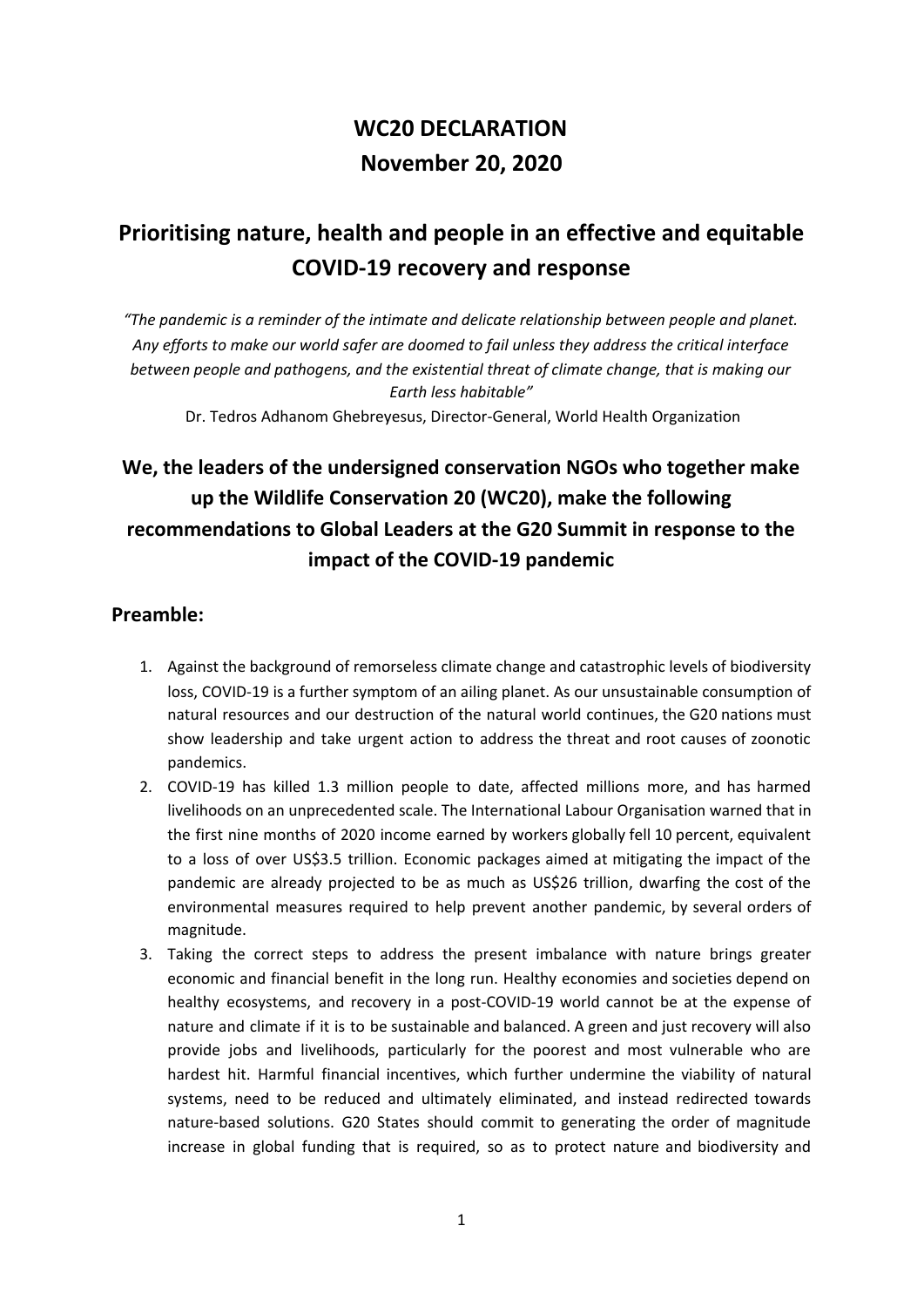# WC20 DECLARATION

# November 20, 2020

## Prioritising nature, health and people in an effective and equitable COVID-19 recovery and response

*"The pandemic is a reminder of the intimate and delicate relationship between people and planet. Any efforts to make our world safer are doomed to fail unless they address the critical interface between people and pathogens, and the existential threat of climate change, that is making our Earth less habitable"*

Dr. Tedros Adhanom Ghebreyesus, Director-General, World Health Organization

## We, the leaders of the undersigned conservation NGOs who together make up the Wildlife Conservation 20 (WC20), make the following recommendations to Global Leaders at the G20 Summit in response to the impact of the COVID-19 pandemic

### Preamble:

1. Against the background of remorseless climate change and catastrophic levels of biodiversity loss, COVID-19 is a further symptom of an ailing planet. As our unsustainable consumption of natural resources and our destruction of the natural world continues, the G20 nations must show leadership and take urgent action to address the threat and root causes of zoonotic pandemics.
2. COVID-19 has killed 1.3 million people to date, affected millions more, and has harmed livelihoods on an unprecedented scale. The International Labour Organisation warned that in the first nine months of 2020 income earned by workers globally fell 10 percent, equivalent to a loss of over US$3.5 trillion. Economic packages aimed at mitigating the impact of the pandemic are already projected to be as much as US$26 trillion, dwarfing the cost of the environmental measures required to help prevent another pandemic, by several orders of magnitude.
3. Taking the correct steps to address the present imbalance with nature brings greater economic and financial benefit in the long run. Healthy economies and societies depend on healthy ecosystems, and recovery in a post-COVID-19 world cannot be at the expense of nature and climate if it is to be sustainable and balanced. A green and just recovery will also provide jobs and livelihoods, particularly for the poorest and most vulnerable who are hardest hit. Harmful financial incentives, which further undermine the viability of natural systems, need to be reduced and ultimately eliminated, and instead redirected towards nature-based solutions. G20 States should commit to generating the order of magnitude increase in global funding that is required, so as to protect nature and biodiversity and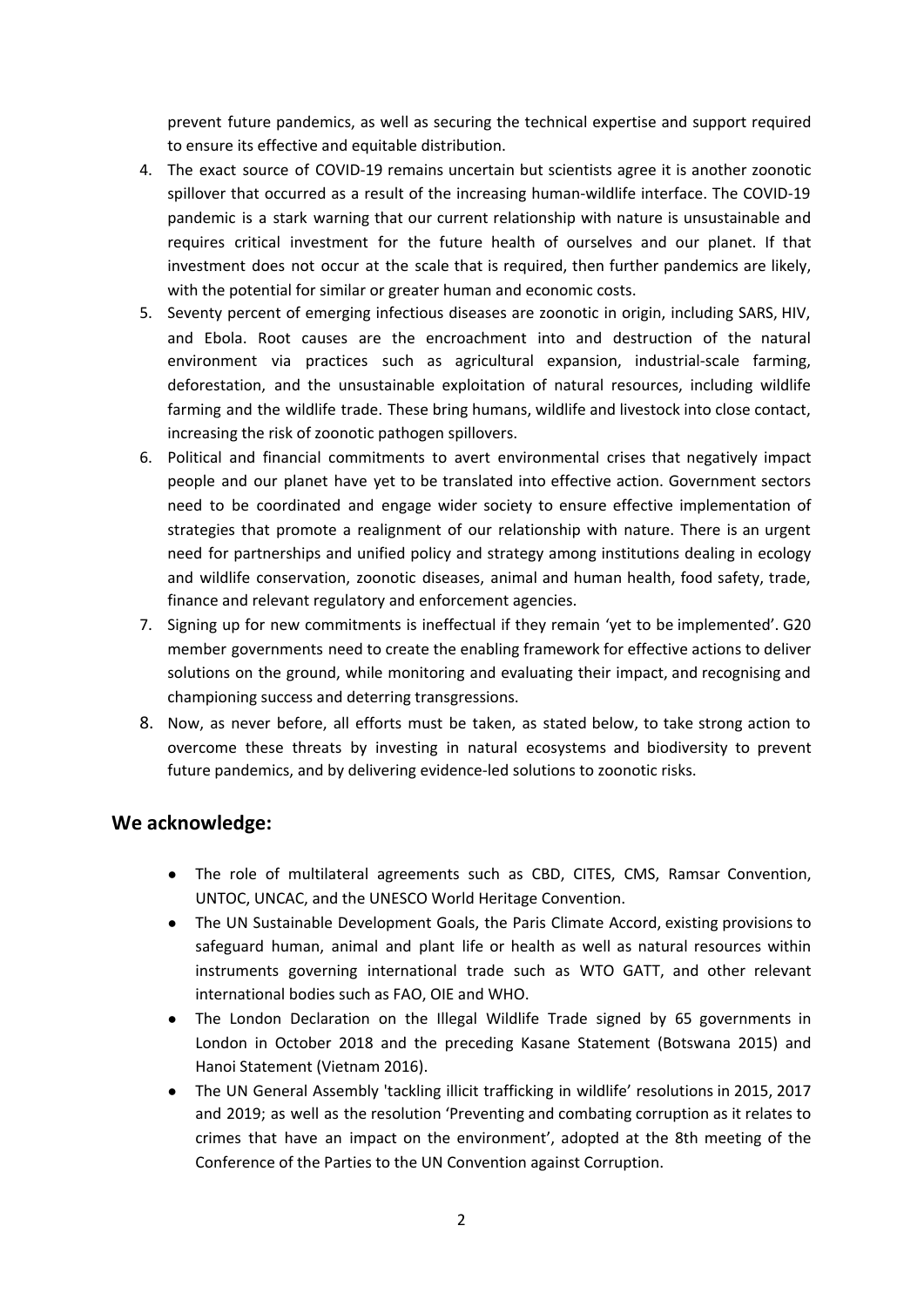prevent future pandemics, as well as securing the technical expertise and support required to ensure its effective and equitable distribution.

4. The exact source of COVID-19 remains uncertain but scientists agree it is another zoonotic spillover that occurred as a result of the increasing human-wildlife interface. The COVID-19 pandemic is a stark warning that our current relationship with nature is unsustainable and requires critical investment for the future health of ourselves and our planet. If that investment does not occur at the scale that is required, then further pandemics are likely, with the potential for similar or greater human and economic costs.
5. Seventy percent of emerging infectious diseases are zoonotic in origin, including SARS, HIV, and Ebola. Root causes are the encroachment into and destruction of the natural environment via practices such as agricultural expansion, industrial-scale farming, deforestation, and the unsustainable exploitation of natural resources, including wildlife farming and the wildlife trade. These bring humans, wildlife and livestock into close contact, increasing the risk of zoonotic pathogen spillovers.
6. Political and financial commitments to avert environmental crises that negatively impact people and our planet have yet to be translated into effective action. Government sectors need to be coordinated and engage wider society to ensure effective implementation of strategies that promote a realignment of our relationship with nature. There is an urgent need for partnerships and unified policy and strategy among institutions dealing in ecology and wildlife conservation, zoonotic diseases, animal and human health, food safety, trade, finance and relevant regulatory and enforcement agencies.
7. Signing up for new commitments is ineffectual if they remain 'yet to be implemented'. G20 member governments need to create the enabling framework for effective actions to deliver solutions on the ground, while monitoring and evaluating their impact, and recognising and championing success and deterring transgressions.
8. Now, as never before, all efforts must be taken, as stated below, to take strong action to overcome these threats by investing in natural ecosystems and biodiversity to prevent future pandemics, and by delivering evidence-led solutions to zoonotic risks.

## We acknowledge:

- The role of multilateral agreements such as CBD, CITES, CMS, Ramsar Convention, UNTOC, UNCAC, and the UNESCO World Heritage Convention.
- The UN Sustainable Development Goals, the Paris Climate Accord, existing provisions to safeguard human, animal and plant life or health as well as natural resources within instruments governing international trade such as WTO GATT, and other relevant international bodies such as FAO, OIE and WHO.
- The London Declaration on the Illegal Wildlife Trade signed by 65 governments in London in October 2018 and the preceding Kasane Statement (Botswana 2015) and Hanoi Statement (Vietnam 2016).
- The UN General Assembly 'tackling illicit trafficking in wildlife' resolutions in 2015, 2017 and 2019; as well as the resolution 'Preventing and combating corruption as it relates to crimes that have an impact on the environment', adopted at the 8th meeting of the Conference of the Parties to the UN Convention against Corruption.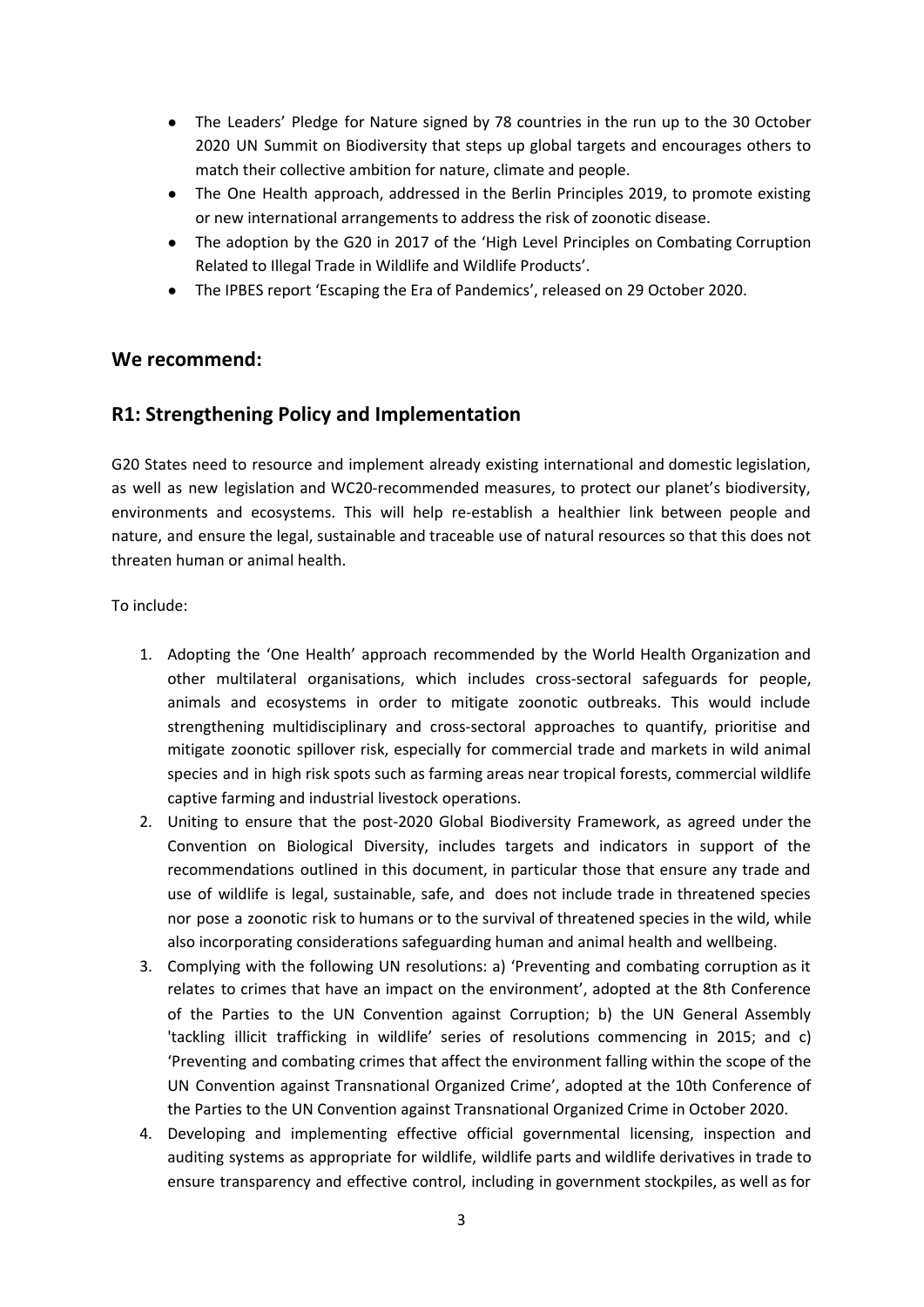- The Leaders' Pledge for Nature signed by 78 countries in the run up to the 30 October 2020 UN Summit on Biodiversity that steps up global targets and encourages others to match their collective ambition for nature, climate and people.
- The One Health approach, addressed in the Berlin Principles 2019, to promote existing or new international arrangements to address the risk of zoonotic disease.
- The adoption by the G20 in 2017 of the 'High Level Principles on Combating Corruption Related to Illegal Trade in Wildlife and Wildlife Products'.
- The IPBES report 'Escaping the Era of Pandemics', released on 29 October 2020.

## We recommend:

## R1: Strengthening Policy and Implementation

G20 States need to resource and implement already existing international and domestic legislation, as well as new legislation and WC20-recommended measures, to protect our planet's biodiversity, environments and ecosystems. This will help re-establish a healthier link between people and nature, and ensure the legal, sustainable and traceable use of natural resources so that this does not threaten human or animal health.

To include:

1. Adopting the 'One Health' approach recommended by the World Health Organization and other multilateral organisations, which includes cross-sectoral safeguards for people, animals and ecosystems in order to mitigate zoonotic outbreaks. This would include strengthening multidisciplinary and cross-sectoral approaches to quantify, prioritise and mitigate zoonotic spillover risk, especially for commercial trade and markets in wild animal species and in high risk spots such as farming areas near tropical forests, commercial wildlife captive farming and industrial livestock operations.
2. Uniting to ensure that the post-2020 Global Biodiversity Framework, as agreed under the Convention on Biological Diversity, includes targets and indicators in support of the recommendations outlined in this document, in particular those that ensure any trade and use of wildlife is legal, sustainable, safe, and does not include trade in threatened species nor pose a zoonotic risk to humans or to the survival of threatened species in the wild, while also incorporating considerations safeguarding human and animal health and wellbeing.
3. Complying with the following UN resolutions: a) 'Preventing and combating corruption as it relates to crimes that have an impact on the environment', adopted at the 8th Conference of the Parties to the UN Convention against Corruption; b) the UN General Assembly 'tackling illicit trafficking in wildlife' series of resolutions commencing in 2015; and c) 'Preventing and combating crimes that affect the environment falling within the scope of the UN Convention against Transnational Organized Crime', adopted at the 10th Conference of the Parties to the UN Convention against Transnational Organized Crime in October 2020.
4. Developing and implementing effective official governmental licensing, inspection and auditing systems as appropriate for wildlife, wildlife parts and wildlife derivatives in trade to ensure transparency and effective control, including in government stockpiles, as well as for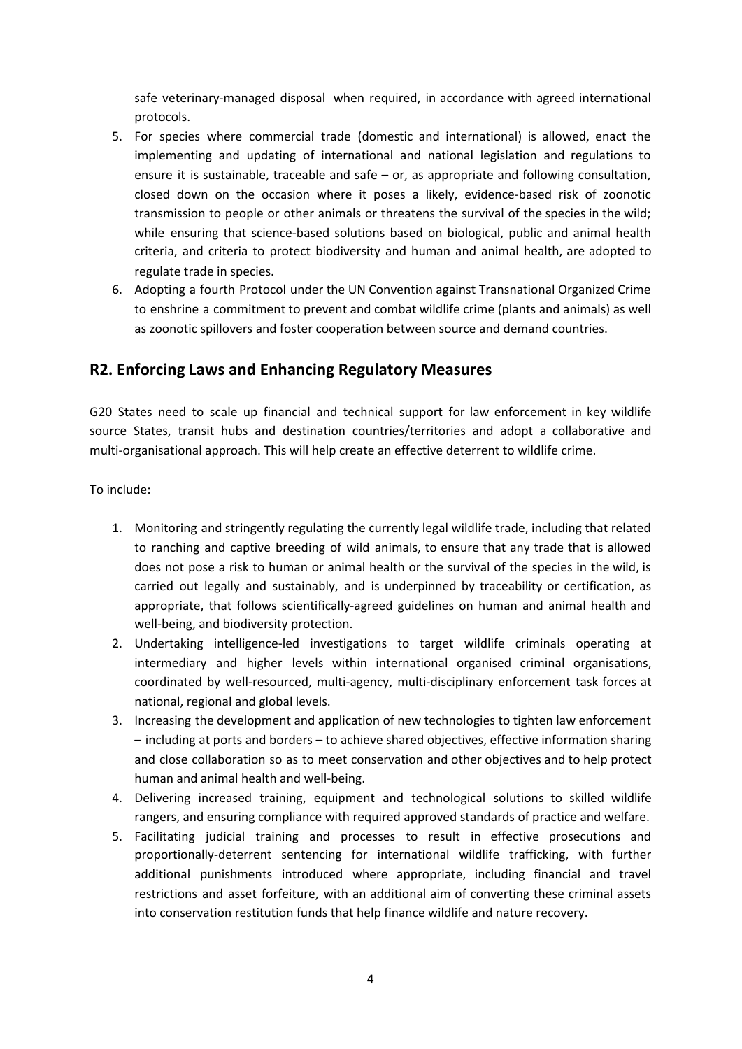safe veterinary-managed disposal when required, in accordance with agreed international protocols.

5. For species where commercial trade (domestic and international) is allowed, enact the implementing and updating of international and national legislation and regulations to ensure it is sustainable, traceable and safe – or, as appropriate and following consultation, closed down on the occasion where it poses a likely, evidence-based risk of zoonotic transmission to people or other animals or threatens the survival of the species in the wild; while ensuring that science-based solutions based on biological, public and animal health criteria, and criteria to protect biodiversity and human and animal health, are adopted to regulate trade in species.
6. Adopting a fourth Protocol under the UN Convention against Transnational Organized Crime to enshrine a commitment to prevent and combat wildlife crime (plants and animals) as well as zoonotic spillovers and foster cooperation between source and demand countries.

## R2. Enforcing Laws and Enhancing Regulatory Measures

G20 States need to scale up financial and technical support for law enforcement in key wildlife source States, transit hubs and destination countries/territories and adopt a collaborative and multi-organisational approach. This will help create an effective deterrent to wildlife crime.

To include:

1. Monitoring and stringently regulating the currently legal wildlife trade, including that related to ranching and captive breeding of wild animals, to ensure that any trade that is allowed does not pose a risk to human or animal health or the survival of the species in the wild, is carried out legally and sustainably, and is underpinned by traceability or certification, as appropriate, that follows scientifically-agreed guidelines on human and animal health and well-being, and biodiversity protection.
2. Undertaking intelligence-led investigations to target wildlife criminals operating at intermediary and higher levels within international organised criminal organisations, coordinated by well-resourced, multi-agency, multi-disciplinary enforcement task forces at national, regional and global levels.
3. Increasing the development and application of new technologies to tighten law enforcement – including at ports and borders – to achieve shared objectives, effective information sharing and close collaboration so as to meet conservation and other objectives and to help protect human and animal health and well-being.
4. Delivering increased training, equipment and technological solutions to skilled wildlife rangers, and ensuring compliance with required approved standards of practice and welfare.
5. Facilitating judicial training and processes to result in effective prosecutions and proportionally-deterrent sentencing for international wildlife trafficking, with further additional punishments introduced where appropriate, including financial and travel restrictions and asset forfeiture, with an additional aim of converting these criminal assets into conservation restitution funds that help finance wildlife and nature recovery.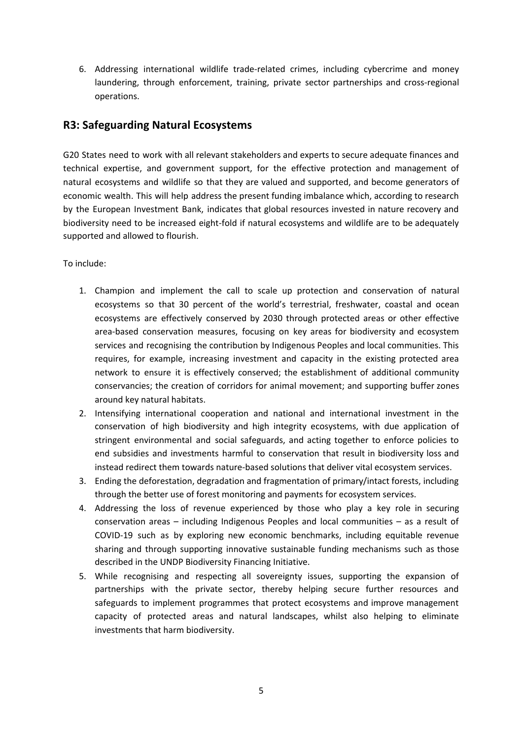6. Addressing international wildlife trade-related crimes, including cybercrime and money laundering, through enforcement, training, private sector partnerships and cross-regional operations.

## R3: Safeguarding Natural Ecosystems

G20 States need to work with all relevant stakeholders and experts to secure adequate finances and technical expertise, and government support, for the effective protection and management of natural ecosystems and wildlife so that they are valued and supported, and become generators of economic wealth. This will help address the present funding imbalance which, according to research by the European Investment Bank, indicates that global resources invested in nature recovery and biodiversity need to be increased eight-fold if natural ecosystems and wildlife are to be adequately supported and allowed to flourish.

To include:

1. Champion and implement the call to scale up protection and conservation of natural ecosystems so that 30 percent of the world's terrestrial, freshwater, coastal and ocean ecosystems are effectively conserved by 2030 through protected areas or other effective area-based conservation measures, focusing on key areas for biodiversity and ecosystem services and recognising the contribution by Indigenous Peoples and local communities. This requires, for example, increasing investment and capacity in the existing protected area network to ensure it is effectively conserved; the establishment of additional community conservancies; the creation of corridors for animal movement; and supporting buffer zones around key natural habitats.
2. Intensifying international cooperation and national and international investment in the conservation of high biodiversity and high integrity ecosystems, with due application of stringent environmental and social safeguards, and acting together to enforce policies to end subsidies and investments harmful to conservation that result in biodiversity loss and instead redirect them towards nature-based solutions that deliver vital ecosystem services.
3. Ending the deforestation, degradation and fragmentation of primary/intact forests, including through the better use of forest monitoring and payments for ecosystem services.
4. Addressing the loss of revenue experienced by those who play a key role in securing conservation areas – including Indigenous Peoples and local communities – as a result of COVID-19 such as by exploring new economic benchmarks, including equitable revenue sharing and through supporting innovative sustainable funding mechanisms such as those described in the UNDP Biodiversity Financing Initiative.
5. While recognising and respecting all sovereignty issues, supporting the expansion of partnerships with the private sector, thereby helping secure further resources and safeguards to implement programmes that protect ecosystems and improve management capacity of protected areas and natural landscapes, whilst also helping to eliminate investments that harm biodiversity.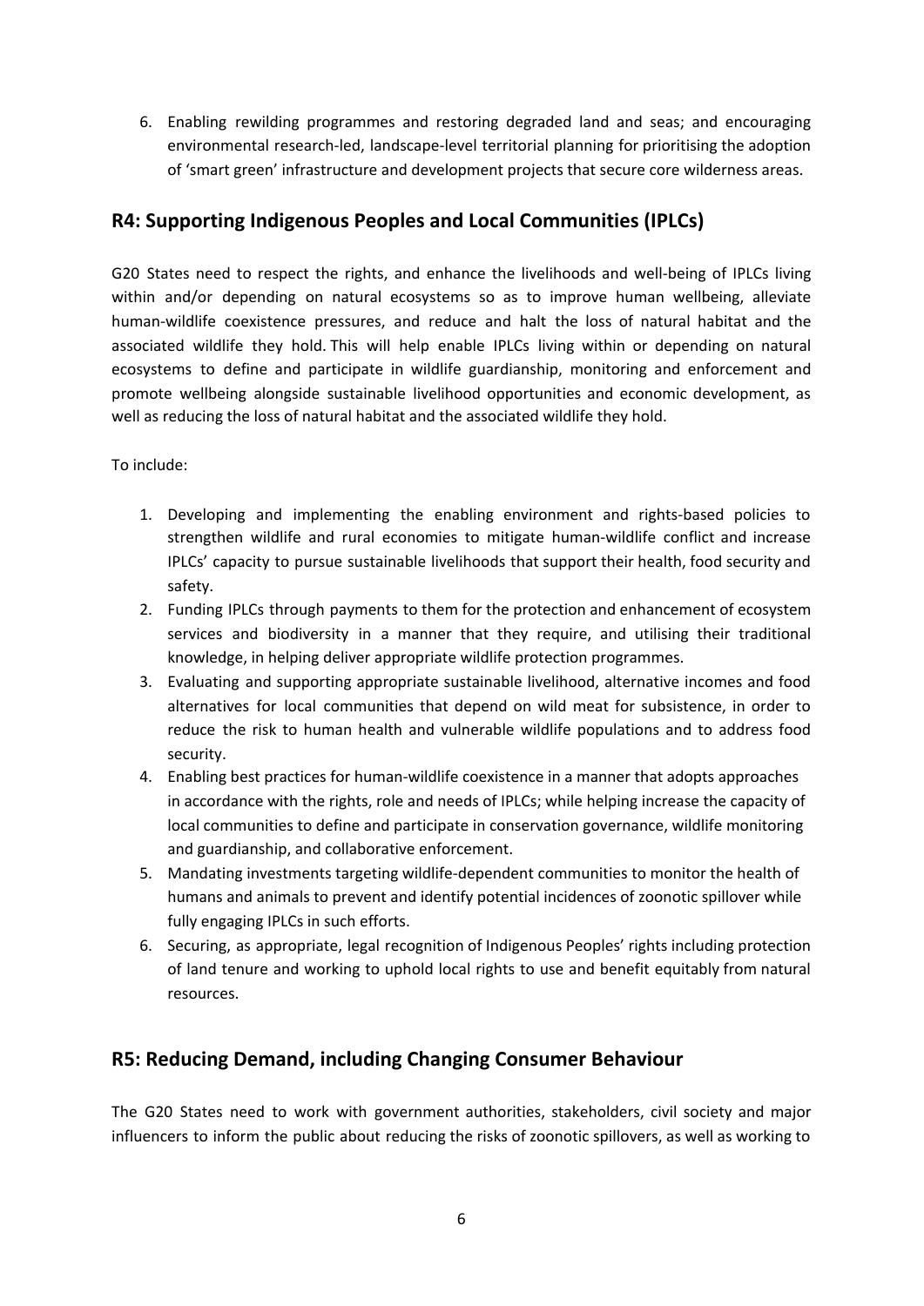6. Enabling rewilding programmes and restoring degraded land and seas; and encouraging environmental research-led, landscape-level territorial planning for prioritising the adoption of 'smart green' infrastructure and development projects that secure core wilderness areas.

## R4: Supporting Indigenous Peoples and Local Communities (IPLCs)

G20 States need to respect the rights, and enhance the livelihoods and well-being of IPLCs living within and/or depending on natural ecosystems so as to improve human wellbeing, alleviate human-wildlife coexistence pressures, and reduce and halt the loss of natural habitat and the associated wildlife they hold. This will help enable IPLCs living within or depending on natural ecosystems to define and participate in wildlife guardianship, monitoring and enforcement and promote wellbeing alongside sustainable livelihood opportunities and economic development, as well as reducing the loss of natural habitat and the associated wildlife they hold.

To include:

1. Developing and implementing the enabling environment and rights-based policies to strengthen wildlife and rural economies to mitigate human-wildlife conflict and increase IPLCs' capacity to pursue sustainable livelihoods that support their health, food security and safety.
2. Funding IPLCs through payments to them for the protection and enhancement of ecosystem services and biodiversity in a manner that they require, and utilising their traditional knowledge, in helping deliver appropriate wildlife protection programmes.
3. Evaluating and supporting appropriate sustainable livelihood, alternative incomes and food alternatives for local communities that depend on wild meat for subsistence, in order to reduce the risk to human health and vulnerable wildlife populations and to address food security.
4. Enabling best practices for human-wildlife coexistence in a manner that adopts approaches in accordance with the rights, role and needs of IPLCs; while helping increase the capacity of local communities to define and participate in conservation governance, wildlife monitoring and guardianship, and collaborative enforcement.
5. Mandating investments targeting wildlife-dependent communities to monitor the health of humans and animals to prevent and identify potential incidences of zoonotic spillover while fully engaging IPLCs in such efforts.
6. Securing, as appropriate, legal recognition of Indigenous Peoples' rights including protection of land tenure and working to uphold local rights to use and benefit equitably from natural resources.

## R5: Reducing Demand, including Changing Consumer Behaviour

The G20 States need to work with government authorities, stakeholders, civil society and major influencers to inform the public about reducing the risks of zoonotic spillovers, as well as working to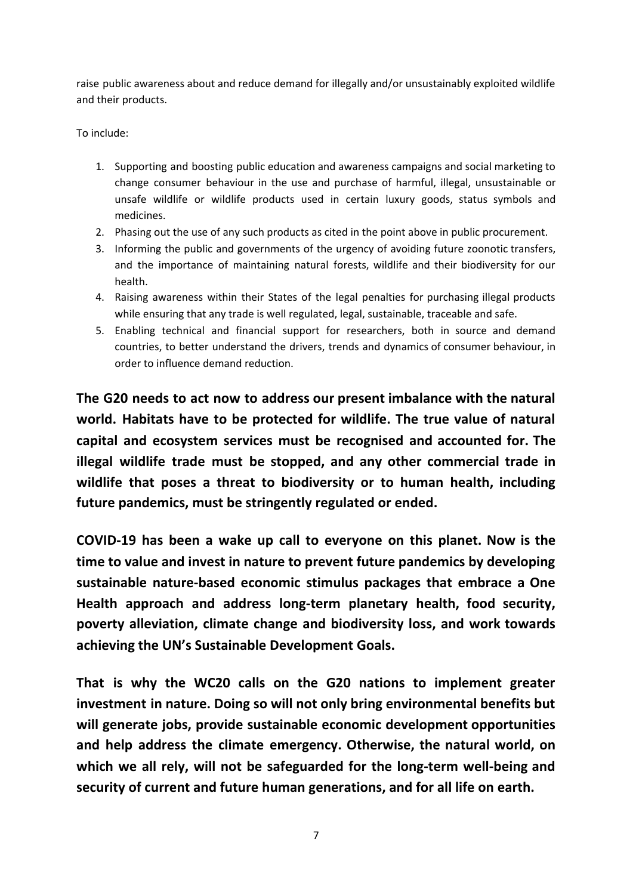raise public awareness about and reduce demand for illegally and/or unsustainably exploited wildlife and their products.

To include:

1. Supporting and boosting public education and awareness campaigns and social marketing to change consumer behaviour in the use and purchase of harmful, illegal, unsustainable or unsafe wildlife or wildlife products used in certain luxury goods, status symbols and medicines.
2. Phasing out the use of any such products as cited in the point above in public procurement.
3. Informing the public and governments of the urgency of avoiding future zoonotic transfers, and the importance of maintaining natural forests, wildlife and their biodiversity for our health.
4. Raising awareness within their States of the legal penalties for purchasing illegal products while ensuring that any trade is well regulated, legal, sustainable, traceable and safe.
5. Enabling technical and financial support for researchers, both in source and demand countries, to better understand the drivers, trends and dynamics of consumer behaviour, in order to influence demand reduction.

**The G20 needs to act now to address our present imbalance with the natural world. Habitats have to be protected for wildlife. The true value of natural capital and ecosystem services must be recognised and accounted for. The illegal wildlife trade must be stopped, and any other commercial trade in wildlife that poses a threat to biodiversity or to human health, including future pandemics, must be stringently regulated or ended.**

**COVID-19 has been a wake up call to everyone on this planet. Now is the time to value and invest in nature to prevent future pandemics by developing sustainable nature-based economic stimulus packages that embrace a One Health approach and address long-term planetary health, food security, poverty alleviation, climate change and biodiversity loss, and work towards achieving the UN's Sustainable Development Goals.**

**That is why the WC20 calls on the G20 nations to implement greater investment in nature. Doing so will not only bring environmental benefits but will generate jobs, provide sustainable economic development opportunities and help address the climate emergency. Otherwise, the natural world, on which we all rely, will not be safeguarded for the long-term well-being and security of current and future human generations, and for all life on earth.**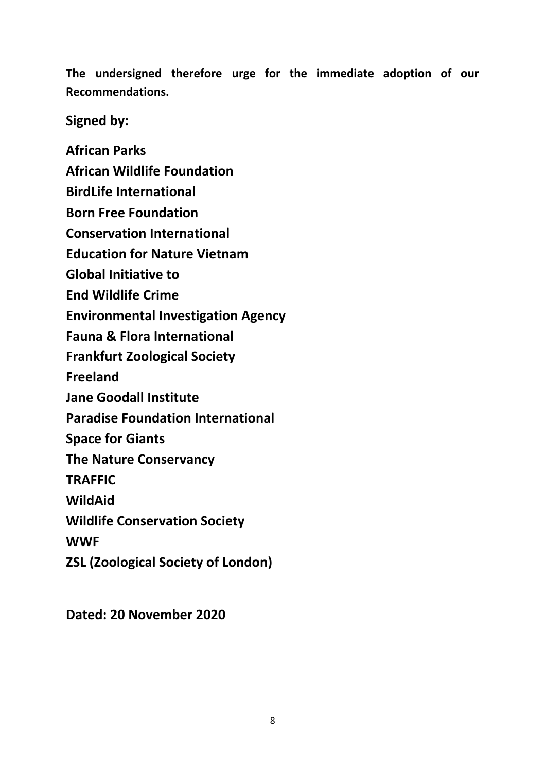**The undersigned therefore urge for the immediate adoption of our Recommendations.**

**Signed by:**

**African Parks**
**African Wildlife Foundation**
**BirdLife International**
**Born Free Foundation**
**Conservation International**
**Education for Nature Vietnam**
**Global Initiative to**
**End Wildlife Crime**
**Environmental Investigation Agency**
**Fauna & Flora International**
**Frankfurt Zoological Society**
**Freeland**
**Jane Goodall Institute**
**Paradise Foundation International**
**Space for Giants**
**The Nature Conservancy**
**TRAFFIC**
**WildAid**
**Wildlife Conservation Society**
**WWF**
**ZSL (Zoological Society of London)**

**Dated: 20 November 2020**